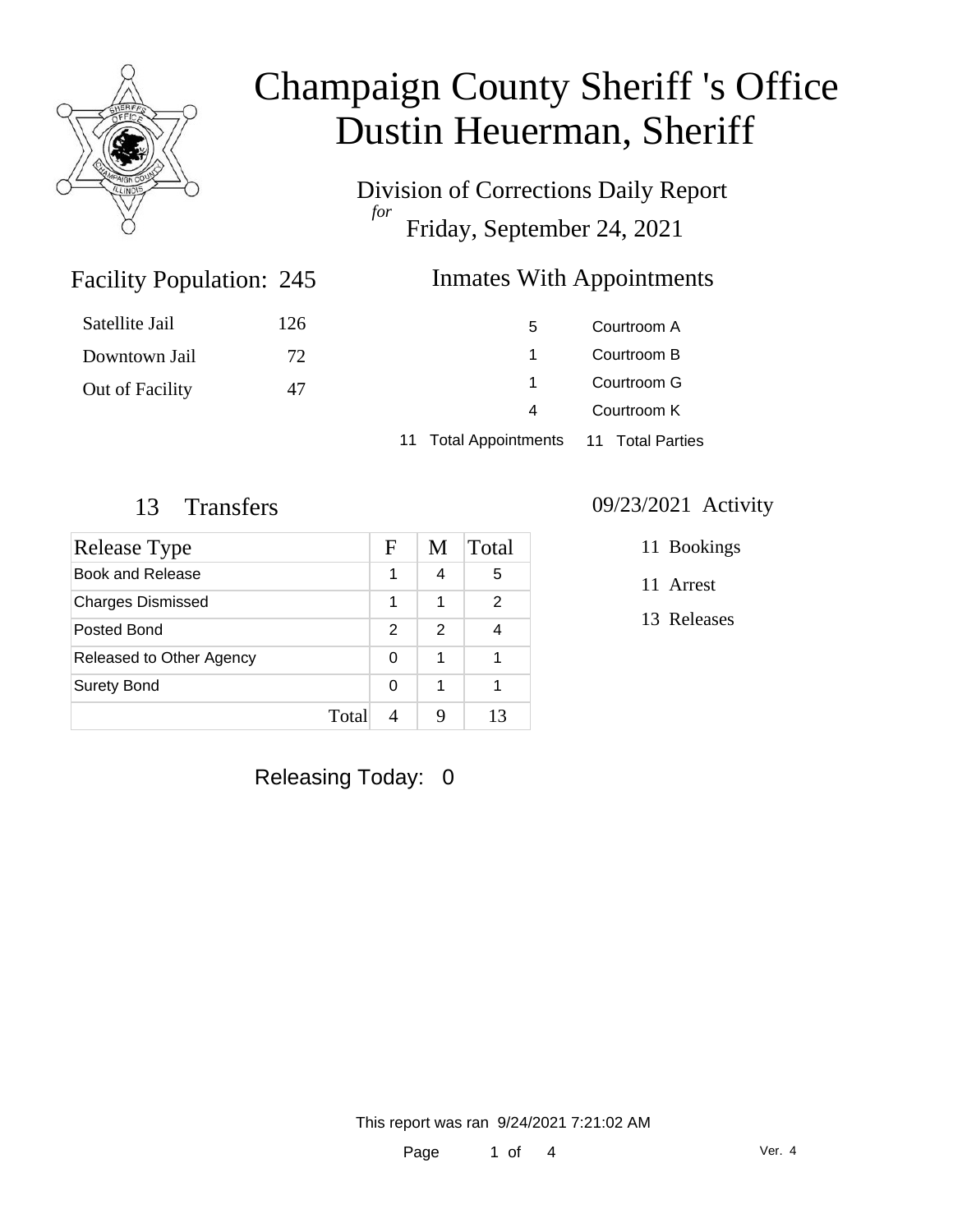# Champaign County Sheriff 's Office
# Dustin Heuerman, Sheriff

Division of Corrections Daily Report
*for*
Friday, September 24, 2021

## Facility Population: 245

| | |
|---|---|
| Satellite Jail | 126 |
| Downtown Jail | 72 |
| Out of Facility | 47 |

## Inmates With Appointments

| | |
|---|---|
| 5 | Courtroom A |
| 1 | Courtroom B |
| 1 | Courtroom G |
| 4 | Courtroom K |
| 11 Total Appointments | 11 Total Parties |

## 13 Transfers

| Release Type | F | M | Total |
|---|---|---|---|
| Book and Release | 1 | 4 | 5 |
| Charges Dismissed | 1 | 1 | 2 |
| Posted Bond | 2 | 2 | 4 |
| Released to Other Agency | 0 | 1 | 1 |
| Surety Bond | 0 | 1 | 1 |
| Total | 4 | 9 | 13 |

## 09/23/2021 Activity

11 Bookings

11 Arrest

13 Releases

Releasing Today: 0

This report was ran 9/24/2021 7:21:02 AM

Ver. 4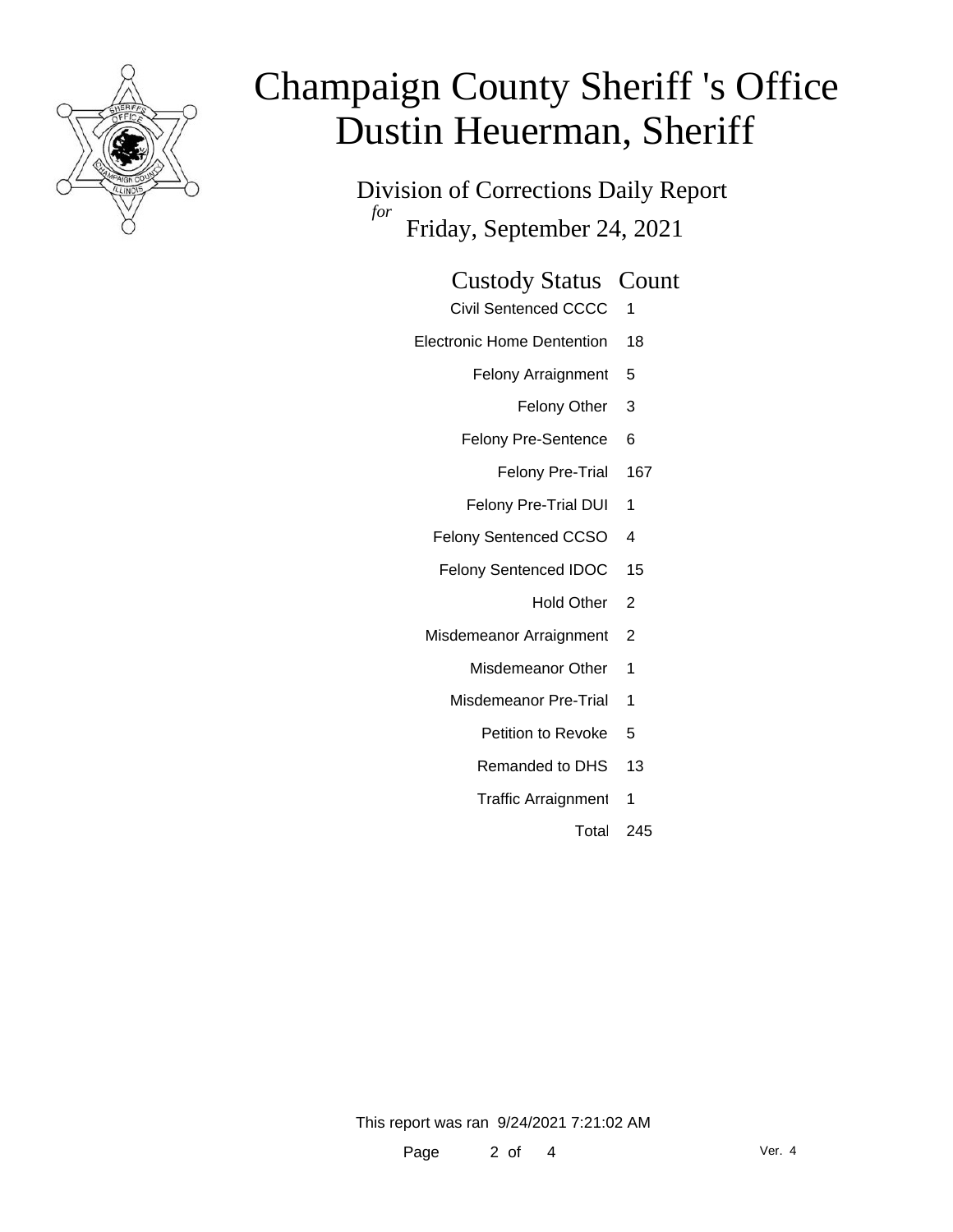# Champaign County Sheriff 's Office
# Dustin Heuerman, Sheriff

## Division of Corrections Daily Report

*for*

Friday, September 24, 2021

| Custody Status | Count |
|---|---|
| Civil Sentenced CCCC | 1 |
| Electronic Home Dentention | 18 |
| Felony Arraignment | 5 |
| Felony Other | 3 |
| Felony Pre-Sentence | 6 |
| Felony Pre-Trial | 167 |
| Felony Pre-Trial DUI | 1 |
| Felony Sentenced CCSO | 4 |
| Felony Sentenced IDOC | 15 |
| Hold Other | 2 |
| Misdemeanor Arraignment | 2 |
| Misdemeanor Other | 1 |
| Misdemeanor Pre-Trial | 1 |
| Petition to Revoke | 5 |
| Remanded to DHS | 13 |
| Traffic Arraignment | 1 |
| Total | 245 |

This report was ran 9/24/2021 7:21:02 AM

Ver. 4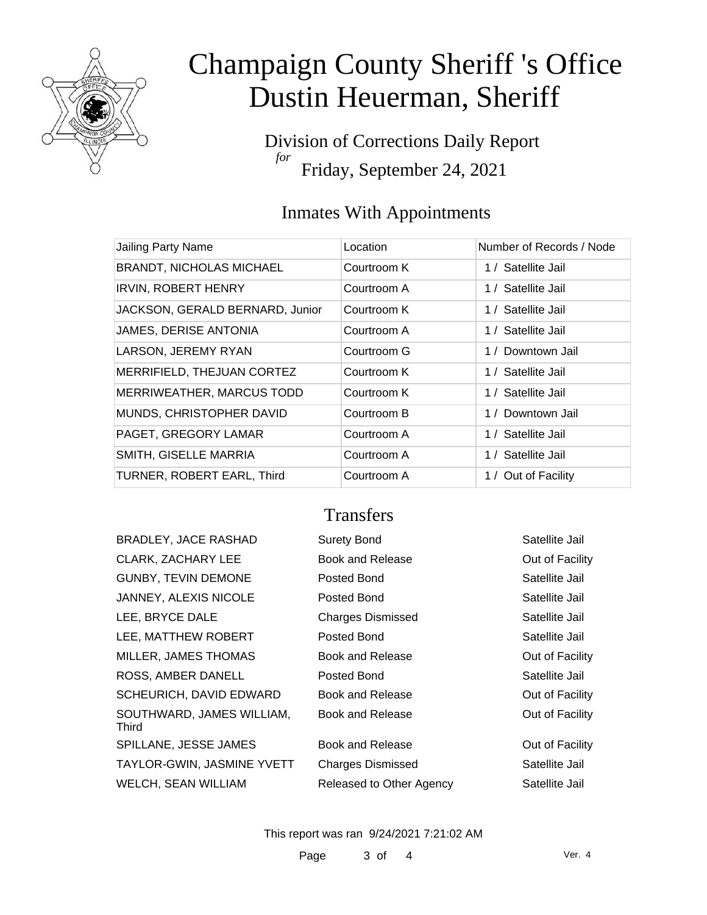# Champaign County Sheriff 's Office
# Dustin Heuerman, Sheriff

Division of Corrections Daily Report
*for*
Friday, September 24, 2021

## Inmates With Appointments

| Jailing Party Name | Location | Number of Records / Node |
|---|---|---|
| BRANDT, NICHOLAS MICHAEL | Courtroom K | 1 / Satellite Jail |
| IRVIN, ROBERT HENRY | Courtroom A | 1 / Satellite Jail |
| JACKSON, GERALD BERNARD, Junior | Courtroom K | 1 / Satellite Jail |
| JAMES, DERISE ANTONIA | Courtroom A | 1 / Satellite Jail |
| LARSON, JEREMY RYAN | Courtroom G | 1 / Downtown Jail |
| MERRIFIELD, THEJUAN CORTEZ | Courtroom K | 1 / Satellite Jail |
| MERRIWEATHER, MARCUS TODD | Courtroom K | 1 / Satellite Jail |
| MUNDS, CHRISTOPHER DAVID | Courtroom B | 1 / Downtown Jail |
| PAGET, GREGORY LAMAR | Courtroom A | 1 / Satellite Jail |
| SMITH, GISELLE MARRIA | Courtroom A | 1 / Satellite Jail |
| TURNER, ROBERT EARL, Third | Courtroom A | 1 / Out of Facility |

## Transfers

| | | |
|---|---|---|
| BRADLEY, JACE RASHAD | Surety Bond | Satellite Jail |
| CLARK, ZACHARY LEE | Book and Release | Out of Facility |
| GUNBY, TEVIN DEMONE | Posted Bond | Satellite Jail |
| JANNEY, ALEXIS NICOLE | Posted Bond | Satellite Jail |
| LEE, BRYCE DALE | Charges Dismissed | Satellite Jail |
| LEE, MATTHEW ROBERT | Posted Bond | Satellite Jail |
| MILLER, JAMES THOMAS | Book and Release | Out of Facility |
| ROSS, AMBER DANELL | Posted Bond | Satellite Jail |
| SCHEURICH, DAVID EDWARD | Book and Release | Out of Facility |
| SOUTHWARD, JAMES WILLIAM, Third | Book and Release | Out of Facility |
| SPILLANE, JESSE JAMES | Book and Release | Out of Facility |
| TAYLOR-GWIN, JASMINE YVETT | Charges Dismissed | Satellite Jail |
| WELCH, SEAN WILLIAM | Released to Other Agency | Satellite Jail |

This report was ran 9/24/2021 7:21:02 AM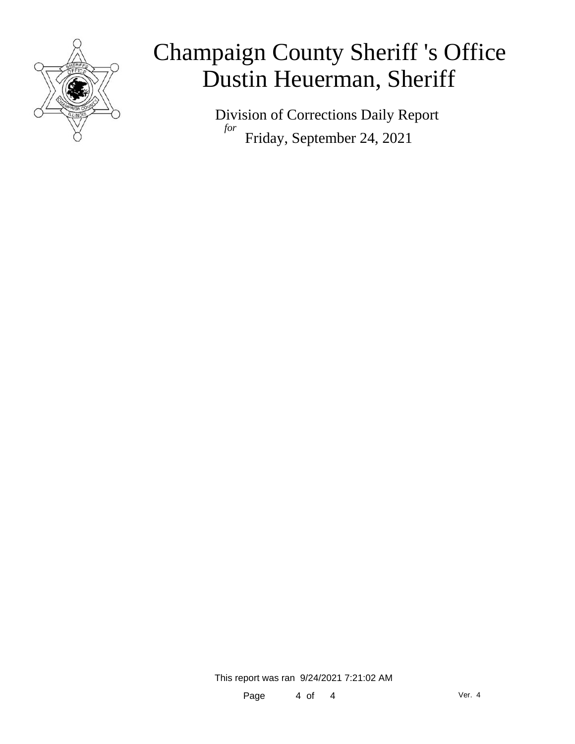# Champaign County Sheriff 's Office
# Dustin Heuerman, Sheriff

Division of Corrections Daily Report
*for*
Friday, September 24, 2021

This report was ran 9/24/2021 7:21:02 AM

Ver. 4